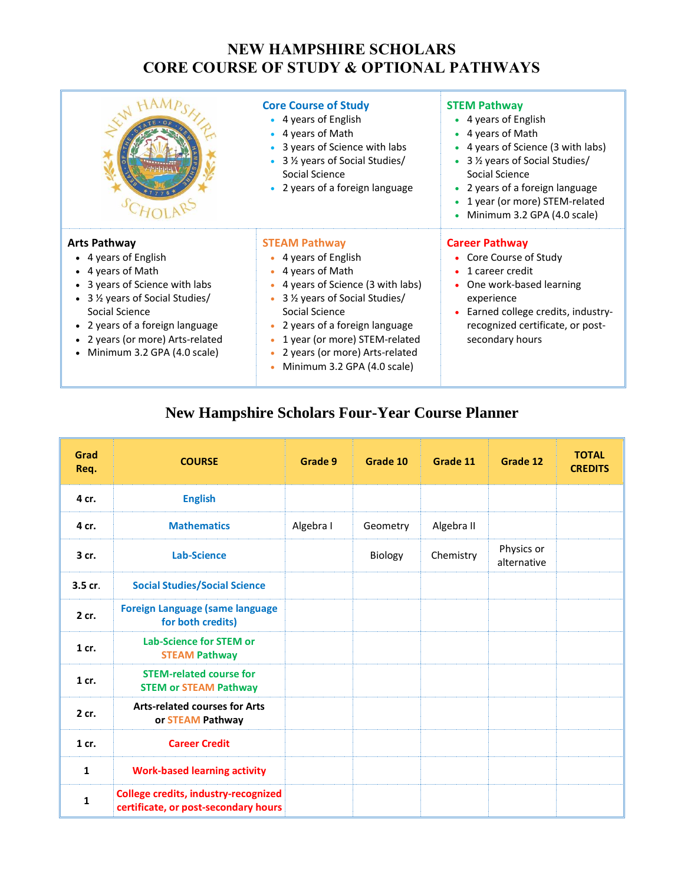# NEW HAMPSHIRE SCHOLARS
# CORE COURSE OF STUDY & OPTIONAL PATHWAYS

### Core Course of Study
- 4 years of English
- 4 years of Math
- 3 years of Science with labs
- 3 ½ years of Social Studies/ Social Science
- 2 years of a foreign language

### STEM Pathway
- 4 years of English
- 4 years of Math
- 4 years of Science (3 with labs)
- 3 ½ years of Social Studies/ Social Science
- 2 years of a foreign language
- 1 year (or more) STEM-related
- Minimum 3.2 GPA (4.0 scale)

### Arts Pathway
- 4 years of English
- 4 years of Math
- 3 years of Science with labs
- 3 ½ years of Social Studies/ Social Science
- 2 years of a foreign language
- 2 years (or more) Arts-related
- Minimum 3.2 GPA (4.0 scale)

### STEAM Pathway
- 4 years of English
- 4 years of Math
- 4 years of Science (3 with labs)
- 3 ½ years of Social Studies/ Social Science
- 2 years of a foreign language
- 1 year (or more) STEM-related
- 2 years (or more) Arts-related
- Minimum 3.2 GPA (4.0 scale)

### Career Pathway
- Core Course of Study
- 1 career credit
- One work-based learning experience
- Earned college credits, industry-recognized certificate, or post-secondary hours

## New Hampshire Scholars Four-Year Course Planner

| Grad Req. | COURSE | Grade 9 | Grade 10 | Grade 11 | Grade 12 | TOTAL CREDITS |
|---|---|---|---|---|---|---|
| 4 cr. | English | | | | | |
| 4 cr. | Mathematics | Algebra I | Geometry | Algebra II | | |
| 3 cr. | Lab-Science | | Biology | Chemistry | Physics or alternative | |
| 3.5 cr. | Social Studies/Social Science | | | | | |
| 2 cr. | Foreign Language (same language for both credits) | | | | | |
| 1 cr. | Lab-Science for STEM or STEAM Pathway | | | | | |
| 1 cr. | STEM-related course for STEM or STEAM Pathway | | | | | |
| 2 cr. | Arts-related courses for Arts or STEAM Pathway | | | | | |
| 1 cr. | Career Credit | | | | | |
| 1 | Work-based learning activity | | | | | |
| 1 | College credits, industry-recognized certificate, or post-secondary hours | | | | | |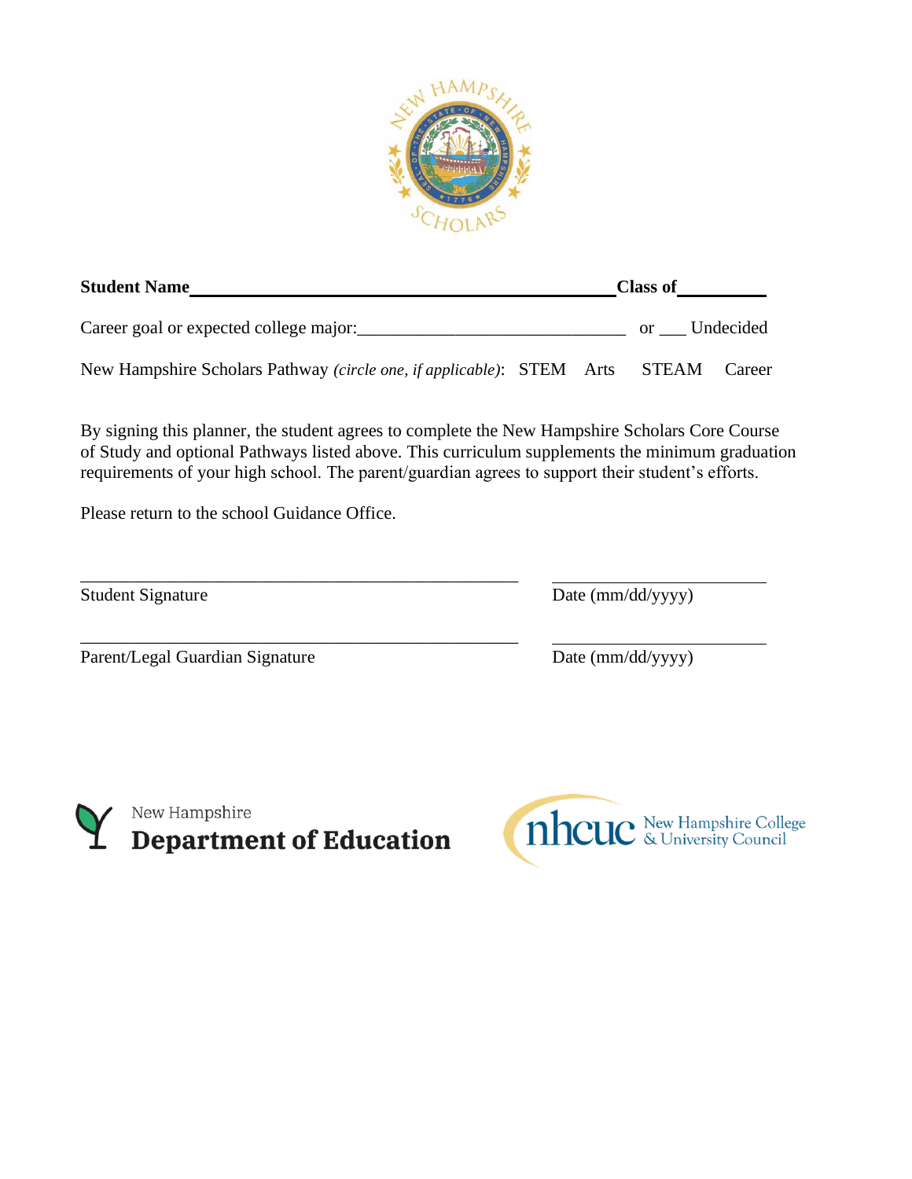**Student Name**\_\_\_\_\_\_\_\_\_\_\_\_\_\_\_\_\_\_\_\_\_\_\_\_\_\_\_\_\_\_\_\_\_\_\_\_\_\_\_\_ **Class of**\_\_\_\_\_\_\_\_\_

Career goal or expected college major:\_\_\_\_\_\_\_\_\_\_\_\_\_\_\_\_\_\_\_\_\_\_\_\_\_\_\_\_\_\_ or \_\_\_ Undecided

New Hampshire Scholars Pathway *(circle one, if applicable)*: STEM Arts STEAM Career

By signing this planner, the student agrees to complete the New Hampshire Scholars Core Course of Study and optional Pathways listed above. This curriculum supplements the minimum graduation requirements of your high school. The parent/guardian agrees to support their student's efforts.

Please return to the school Guidance Office.

\_\_\_\_\_\_\_\_\_\_\_\_\_\_\_\_\_\_\_\_\_\_\_\_\_\_\_\_\_\_\_\_\_\_\_\_\_\_\_\_\_\_ \_\_\_\_\_\_\_\_\_\_\_\_\_\_\_\_\_\_\_\_\_\_

Student Signature Date (mm/dd/yyyy)

\_\_\_\_\_\_\_\_\_\_\_\_\_\_\_\_\_\_\_\_\_\_\_\_\_\_\_\_\_\_\_\_\_\_\_\_\_\_\_\_\_\_ \_\_\_\_\_\_\_\_\_\_\_\_\_\_\_\_\_\_\_\_\_\_

Parent/Legal Guardian Signature Date (mm/dd/yyyy)

New Hampshire
**Department of Education**

nhcuc New Hampshire College & University Council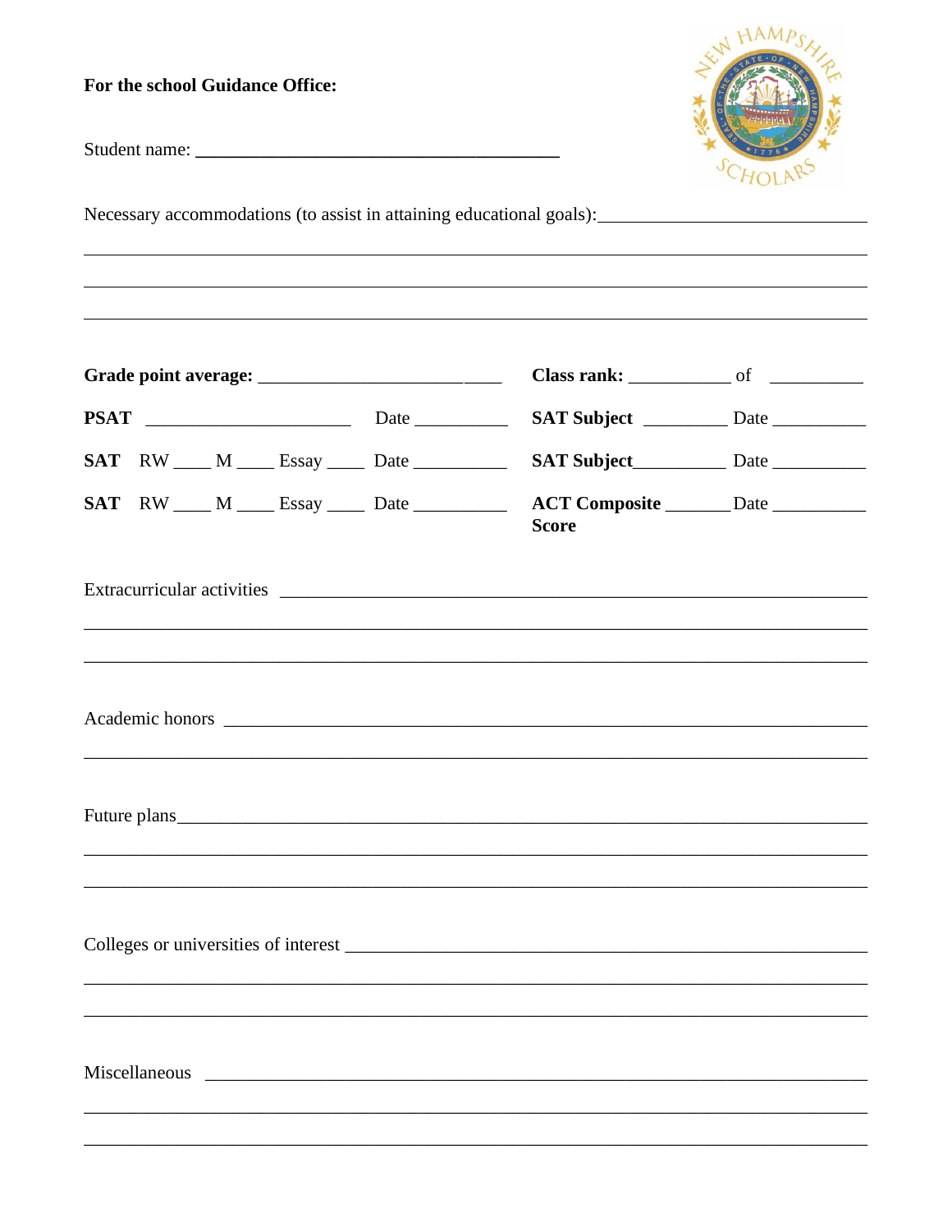**For the school Guidance Office:**

Student name: ________________________________________

Necessary accommodations (to assist in attaining educational goals):____________________________

_______________________________________________________________________________

_______________________________________________________________________________

_______________________________________________________________________________

| | |
|---|---|
| **Grade point average:** ________________________ | **Class rank:** ___________ of __________ |
| **PSAT** ______________________ Date __________ | **SAT Subject** _________ Date __________ |
| **SAT** RW ____ M ____ Essay ____ Date __________ | **SAT Subject**__________ Date __________ |
| **SAT** RW ____ M ____ Essay ____ Date __________ | **ACT Composite Score** _______ Date __________ |

Extracurricular activities ______________________________________________________________

_______________________________________________________________________________

_______________________________________________________________________________

Academic honors ______________________________________________________________________

_______________________________________________________________________________

Future plans__________________________________________________________________________

_______________________________________________________________________________

_______________________________________________________________________________

Colleges or universities of interest _______________________________________________________

_______________________________________________________________________________

_______________________________________________________________________________

Miscellaneous ________________________________________________________________________

_______________________________________________________________________________

_______________________________________________________________________________